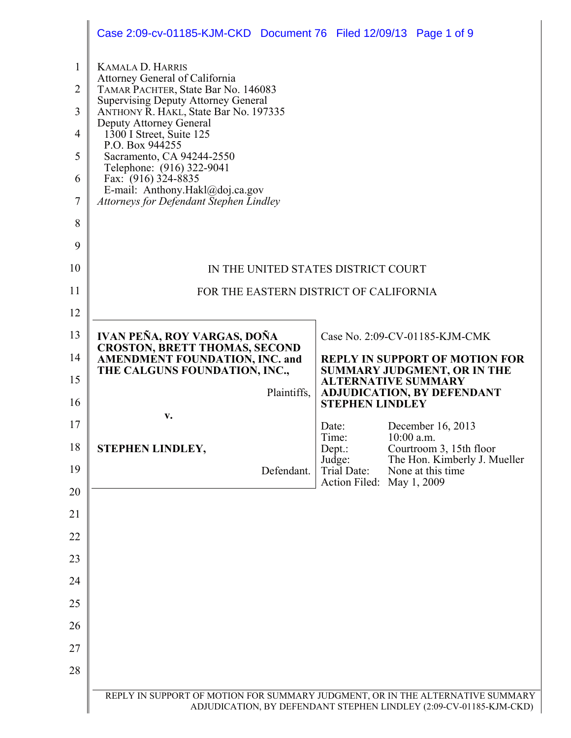KAMALA D. HARRIS
Attorney General of California
TAMAR PACHTER, State Bar No. 146083
Supervising Deputy Attorney General
ANTHONY R. HAKL, State Bar No. 197335
Deputy Attorney General
1300 I Street, Suite 125
P.O. Box 944255
Sacramento, CA 94244-2550
Telephone: (916) 322-9041
Fax: (916) 324-8835
E-mail: Anthony.Hakl@doj.ca.gov
*Attorneys for Defendant Stephen Lindley*

IN THE UNITED STATES DISTRICT COURT

FOR THE EASTERN DISTRICT OF CALIFORNIA

| | |
|---|---|
| **IVAN PEÑA, ROY VARGAS, DOÑA CROSTON, BRETT THOMAS, SECOND AMENDMENT FOUNDATION, INC. and THE CALGUNS FOUNDATION, INC.,**<br><br>Plaintiffs,<br><br>**v.**<br><br>**STEPHEN LINDLEY,**<br><br>Defendant. | Case No. 2:09-CV-01185-KJM-CMK<br><br>**REPLY IN SUPPORT OF MOTION FOR SUMMARY JUDGMENT, OR IN THE ALTERNATIVE SUMMARY ADJUDICATION, BY DEFENDANT STEPHEN LINDLEY**<br><br>Date: December 16, 2013<br>Time: 10:00 a.m.<br>Dept.: Courtroom 3, 15th floor<br>Judge: The Hon. Kimberly J. Mueller<br>Trial Date: None at this time<br>Action Filed: May 1, 2009 |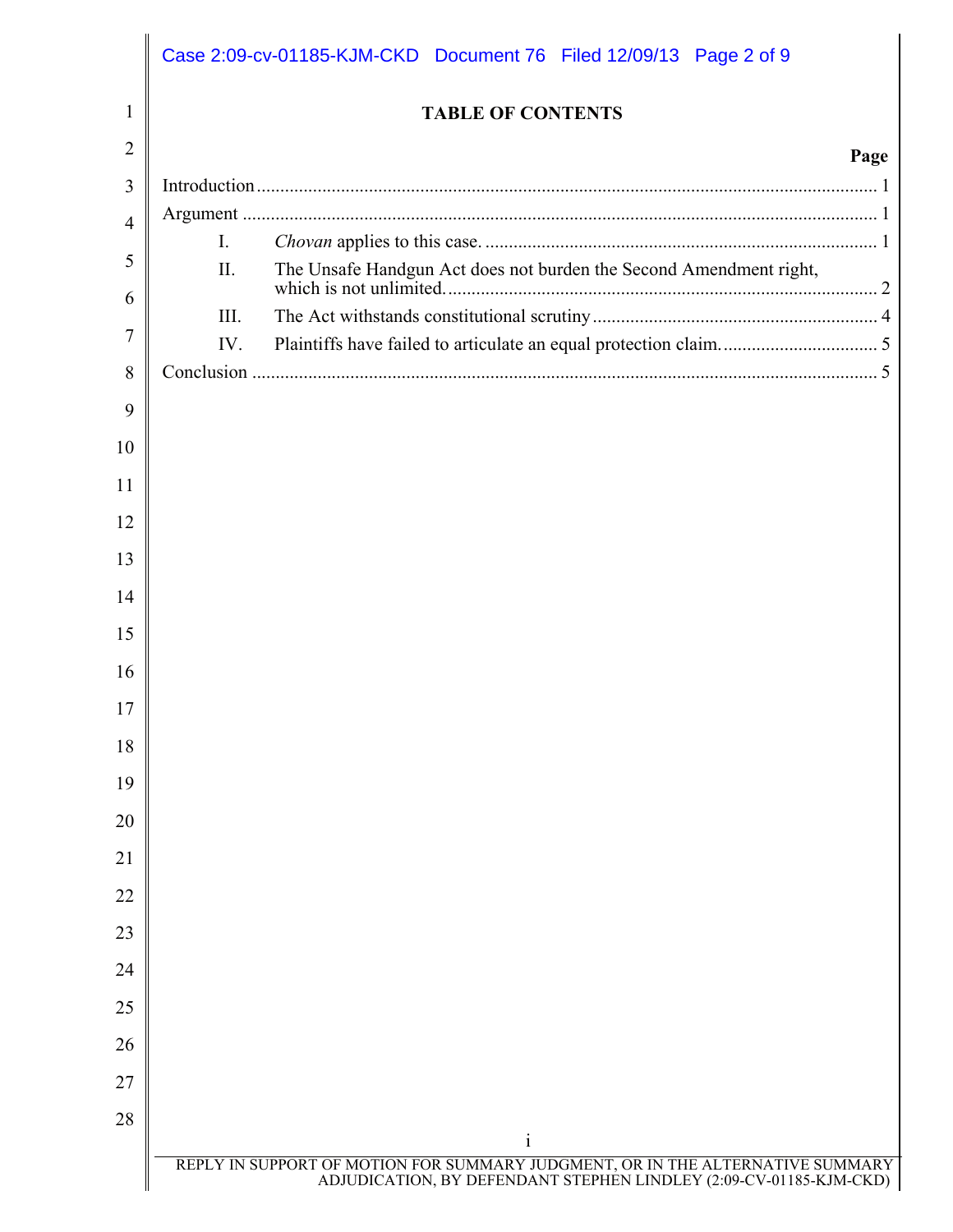# TABLE OF CONTENTS

| | Page |
|---|---|
| Introduction | 1 |
| Argument | 1 |
| I. *Chovan* applies to this case. | 1 |
| II. The Unsafe Handgun Act does not burden the Second Amendment right, which is not unlimited. | 2 |
| III. The Act withstands constitutional scrutiny | 4 |
| IV. Plaintiffs have failed to articulate an equal protection claim. | 5 |
| Conclusion | 5 |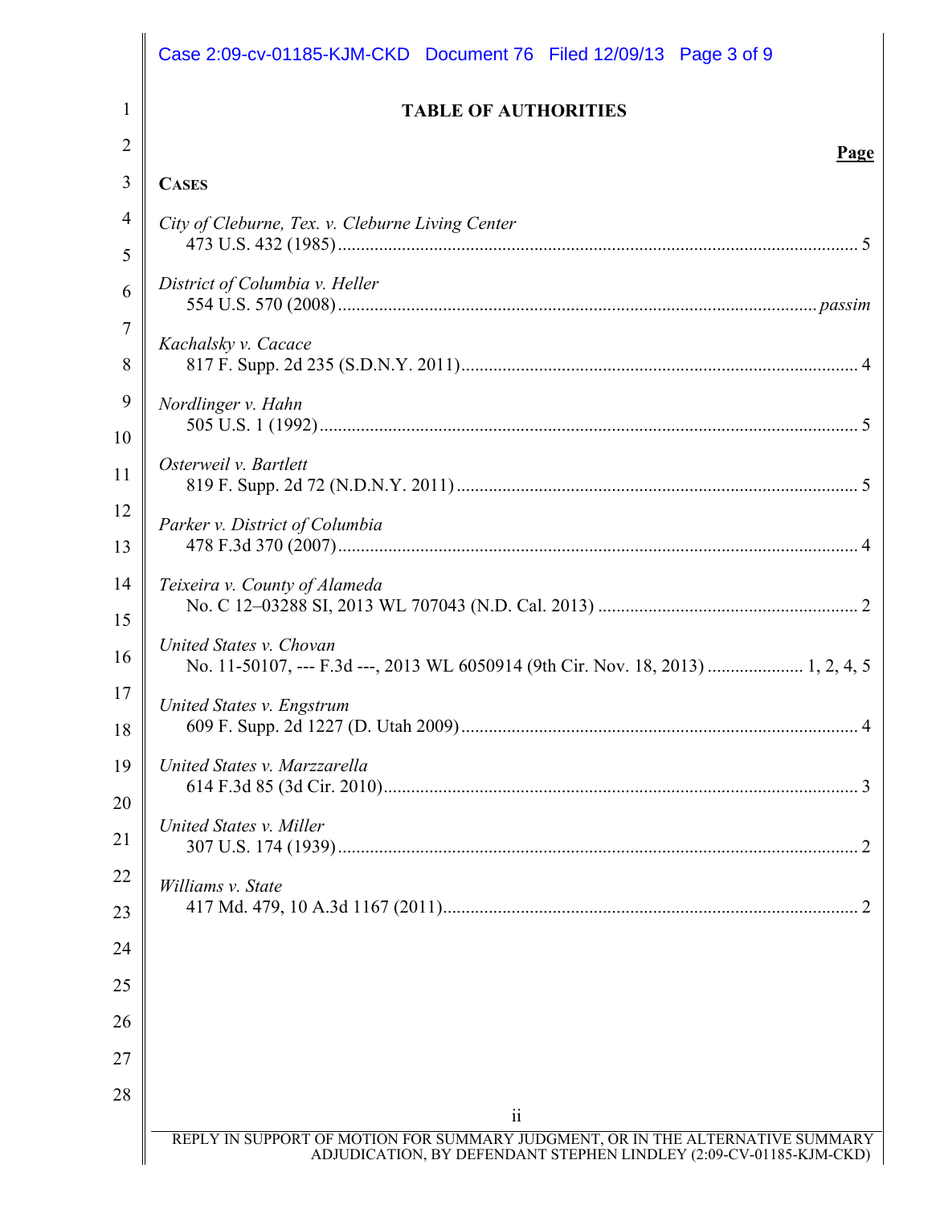# TABLE OF AUTHORITIES

**Page**

**CASES**

*City of Cleburne, Tex. v. Cleburne Living Center*
473 U.S. 432 (1985) ........................................................ 5

*District of Columbia v. Heller*
554 U.S. 570 (2008) ........................................................ *passim*

*Kachalsky v. Cacace*
817 F. Supp. 2d 235 (S.D.N.Y. 2011) ........................................................ 4

*Nordlinger v. Hahn*
505 U.S. 1 (1992) ........................................................ 5

*Osterweil v. Bartlett*
819 F. Supp. 2d 72 (N.D.N.Y. 2011) ........................................................ 5

*Parker v. District of Columbia*
478 F.3d 370 (2007) ........................................................ 4

*Teixeira v. County of Alameda*
No. C 12–03288 SI, 2013 WL 707043 (N.D. Cal. 2013) ........................................................ 2

*United States v. Chovan*
No. 11-50107, --- F.3d ---, 2013 WL 6050914 (9th Cir. Nov. 18, 2013) .................... 1, 2, 4, 5

*United States v. Engstrum*
609 F. Supp. 2d 1227 (D. Utah 2009) ........................................................ 4

*United States v. Marzzarella*
614 F.3d 85 (3d Cir. 2010) ........................................................ 3

*United States v. Miller*
307 U.S. 174 (1939) ........................................................ 2

*Williams v. State*
417 Md. 479, 10 A.3d 1167 (2011) ........................................................ 2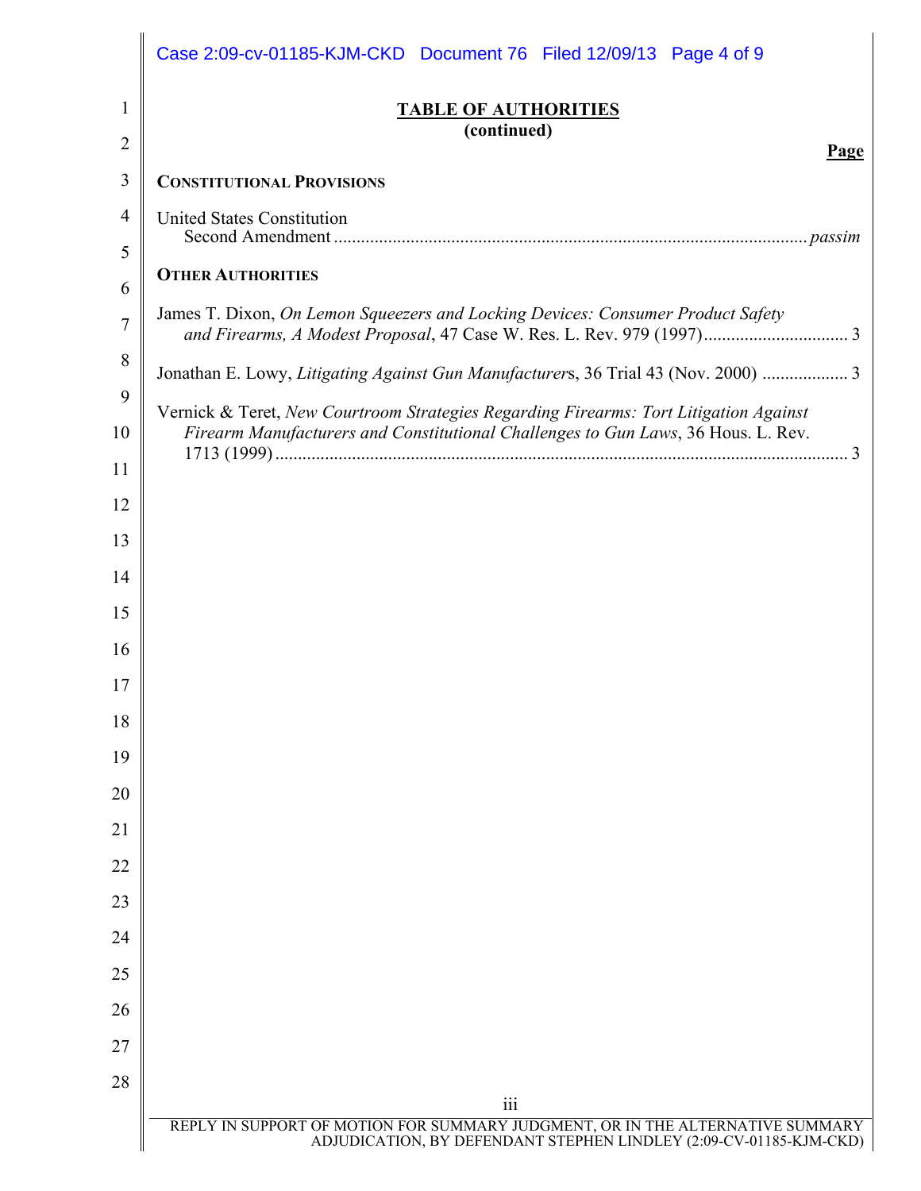## TABLE OF AUTHORITIES
**(continued)**

**Page**

**CONSTITUTIONAL PROVISIONS**

United States Constitution
Second Amendment ........................................................................................................ *passim*

**OTHER AUTHORITIES**

James T. Dixon, *On Lemon Squeezers and Locking Devices: Consumer Product Safety and Firearms, A Modest Proposal*, 47 Case W. Res. L. Rev. 979 (1997)................................ 3

Jonathan E. Lowy, *Litigating Against Gun Manufacturer*s, 36 Trial 43 (Nov. 2000) .................. 3

Vernick & Teret, *New Courtroom Strategies Regarding Firearms: Tort Litigation Against Firearm Manufacturers and Constitutional Challenges to Gun Laws*, 36 Hous. L. Rev. 1713 (1999) ............................................................................................................. 3

REPLY IN SUPPORT OF MOTION FOR SUMMARY JUDGMENT, OR IN THE ALTERNATIVE SUMMARY ADJUDICATION, BY DEFENDANT STEPHEN LINDLEY (2:09-CV-01185-KJM-CKD)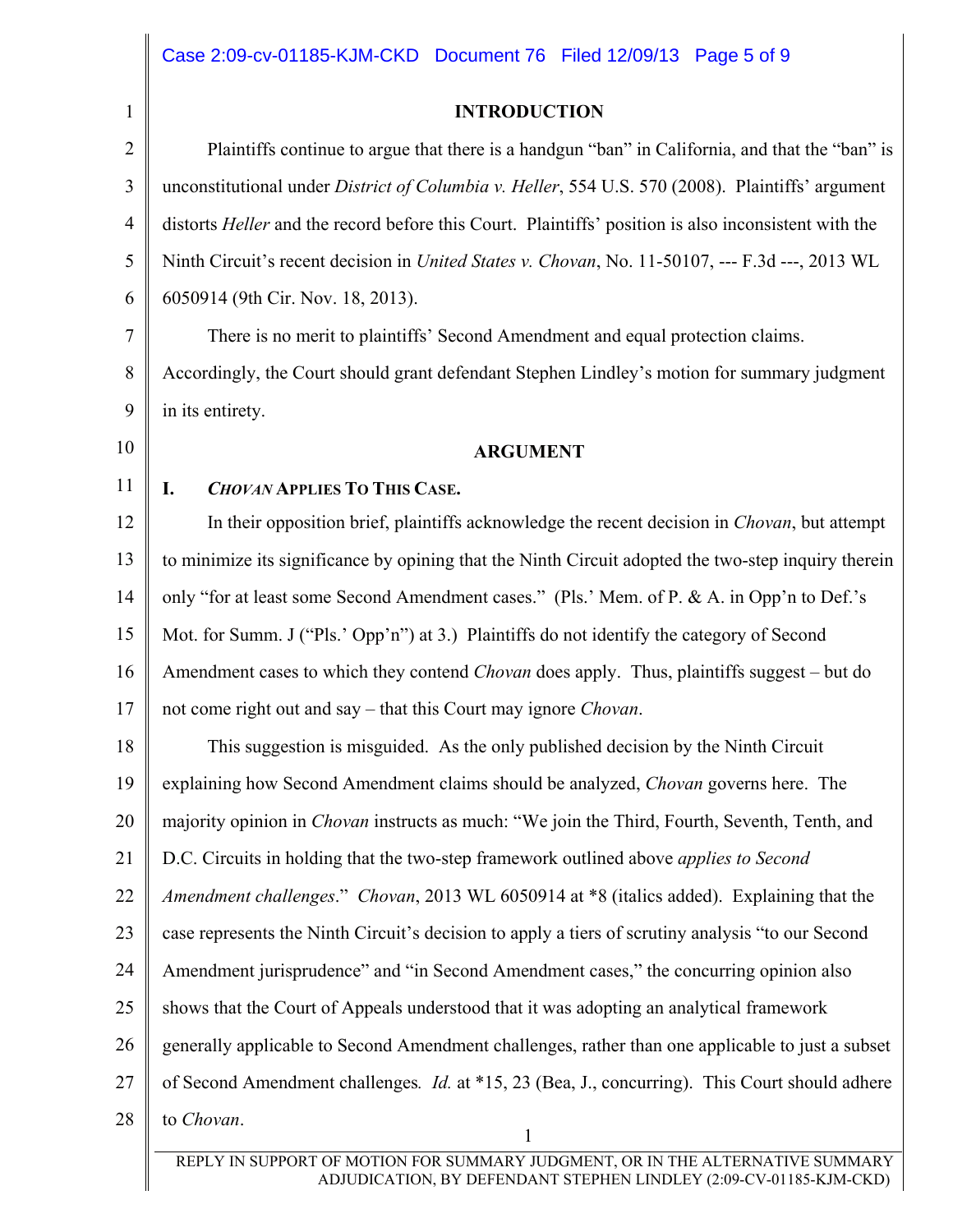## INTRODUCTION

Plaintiffs continue to argue that there is a handgun "ban" in California, and that the "ban" is unconstitutional under *District of Columbia v. Heller*, 554 U.S. 570 (2008). Plaintiffs' argument distorts *Heller* and the record before this Court. Plaintiffs' position is also inconsistent with the Ninth Circuit's recent decision in *United States v. Chovan*, No. 11-50107, --- F.3d ---, 2013 WL 6050914 (9th Cir. Nov. 18, 2013).

There is no merit to plaintiffs' Second Amendment and equal protection claims. Accordingly, the Court should grant defendant Stephen Lindley's motion for summary judgment in its entirety.

## ARGUMENT

### I. *CHOVAN* APPLIES TO THIS CASE.

In their opposition brief, plaintiffs acknowledge the recent decision in *Chovan*, but attempt to minimize its significance by opining that the Ninth Circuit adopted the two-step inquiry therein only "for at least some Second Amendment cases." (Pls.' Mem. of P. & A. in Opp'n to Def.'s Mot. for Summ. J ("Pls.' Opp'n") at 3.) Plaintiffs do not identify the category of Second Amendment cases to which they contend *Chovan* does apply. Thus, plaintiffs suggest – but do not come right out and say – that this Court may ignore *Chovan*.

This suggestion is misguided. As the only published decision by the Ninth Circuit explaining how Second Amendment claims should be analyzed, *Chovan* governs here. The majority opinion in *Chovan* instructs as much: "We join the Third, Fourth, Seventh, Tenth, and D.C. Circuits in holding that the two-step framework outlined above *applies to Second Amendment challenges*." *Chovan*, 2013 WL 6050914 at *8 (italics added). Explaining that the case represents the Ninth Circuit's decision to apply a tiers of scrutiny analysis "to our Second Amendment jurisprudence" and "in Second Amendment cases," the concurring opinion also shows that the Court of Appeals understood that it was adopting an analytical framework generally applicable to Second Amendment challenges, rather than one applicable to just a subset of Second Amendment challenges*. Id.* at *15, 23 (Bea, J., concurring). This Court should adhere to *Chovan*.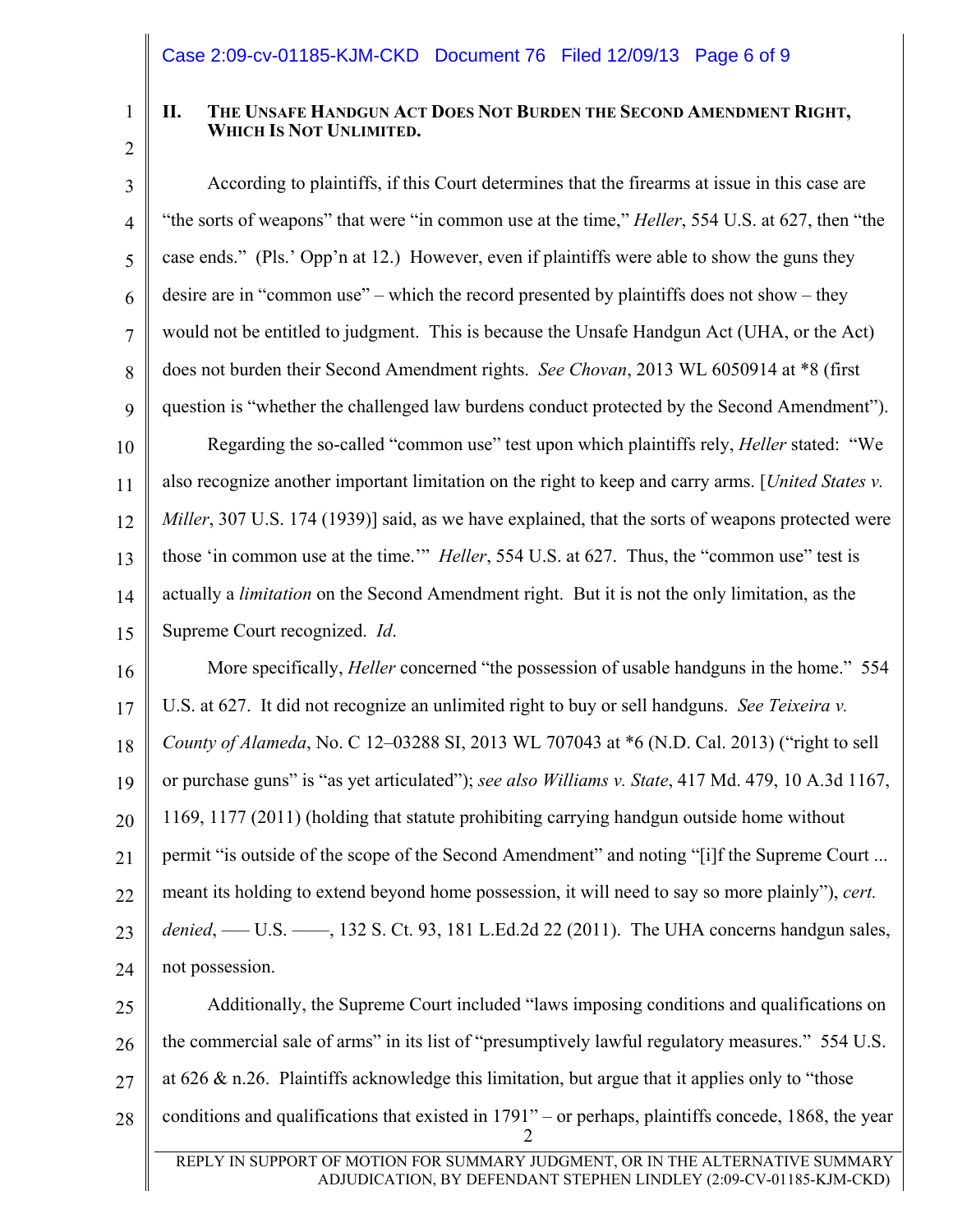## II. THE UNSAFE HANDGUN ACT DOES NOT BURDEN THE SECOND AMENDMENT RIGHT, WHICH IS NOT UNLIMITED.

According to plaintiffs, if this Court determines that the firearms at issue in this case are "the sorts of weapons" that were "in common use at the time," *Heller*, 554 U.S. at 627, then "the case ends." (Pls.' Opp'n at 12.) However, even if plaintiffs were able to show the guns they desire are in "common use" – which the record presented by plaintiffs does not show – they would not be entitled to judgment. This is because the Unsafe Handgun Act (UHA, or the Act) does not burden their Second Amendment rights. *See Chovan*, 2013 WL 6050914 at *8 (first question is "whether the challenged law burdens conduct protected by the Second Amendment").

Regarding the so-called "common use" test upon which plaintiffs rely, *Heller* stated: "We also recognize another important limitation on the right to keep and carry arms. [*United States v. Miller*, 307 U.S. 174 (1939)] said, as we have explained, that the sorts of weapons protected were those 'in common use at the time.'" *Heller*, 554 U.S. at 627. Thus, the "common use" test is actually a *limitation* on the Second Amendment right. But it is not the only limitation, as the Supreme Court recognized. *Id*.

More specifically, *Heller* concerned "the possession of usable handguns in the home." 554 U.S. at 627. It did not recognize an unlimited right to buy or sell handguns. *See Teixeira v. County of Alameda*, No. C 12–03288 SI, 2013 WL 707043 at *6 (N.D. Cal. 2013) ("right to sell or purchase guns" is "as yet articulated"); *see also Williams v. State*, 417 Md. 479, 10 A.3d 1167, 1169, 1177 (2011) (holding that statute prohibiting carrying handgun outside home without permit "is outside of the scope of the Second Amendment" and noting "[i]f the Supreme Court ... meant its holding to extend beyond home possession, it will need to say so more plainly"), *cert. denied*, ––– U.S. ––––, 132 S. Ct. 93, 181 L.Ed.2d 22 (2011). The UHA concerns handgun sales, not possession.

Additionally, the Supreme Court included "laws imposing conditions and qualifications on the commercial sale of arms" in its list of "presumptively lawful regulatory measures." 554 U.S. at 626 & n.26. Plaintiffs acknowledge this limitation, but argue that it applies only to "those conditions and qualifications that existed in 1791" – or perhaps, plaintiffs concede, 1868, the year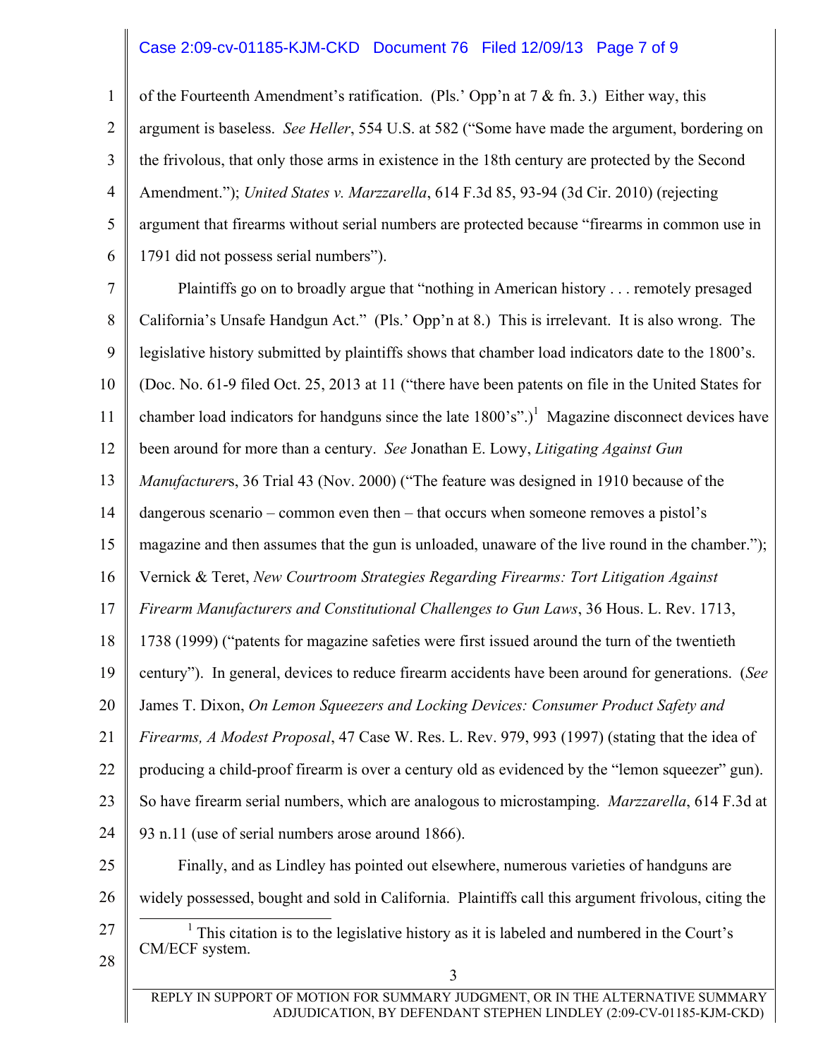of the Fourteenth Amendment's ratification. (Pls.' Opp'n at 7 & fn. 3.) Either way, this argument is baseless. *See Heller*, 554 U.S. at 582 ("Some have made the argument, bordering on the frivolous, that only those arms in existence in the 18th century are protected by the Second Amendment."); *United States v. Marzzarella*, 614 F.3d 85, 93-94 (3d Cir. 2010) (rejecting argument that firearms without serial numbers are protected because "firearms in common use in 1791 did not possess serial numbers").

Plaintiffs go on to broadly argue that "nothing in American history . . . remotely presaged California's Unsafe Handgun Act." (Pls.' Opp'n at 8.) This is irrelevant. It is also wrong. The legislative history submitted by plaintiffs shows that chamber load indicators date to the 1800's. (Doc. No. 61-9 filed Oct. 25, 2013 at 11 ("there have been patents on file in the United States for chamber load indicators for handguns since the late 1800's".)[1] Magazine disconnect devices have been around for more than a century. *See* Jonathan E. Lowy, *Litigating Against Gun Manufacturers*, 36 Trial 43 (Nov. 2000) ("The feature was designed in 1910 because of the dangerous scenario – common even then – that occurs when someone removes a pistol's magazine and then assumes that the gun is unloaded, unaware of the live round in the chamber."); Vernick & Teret, *New Courtroom Strategies Regarding Firearms: Tort Litigation Against Firearm Manufacturers and Constitutional Challenges to Gun Laws*, 36 Hous. L. Rev. 1713, 1738 (1999) ("patents for magazine safeties were first issued around the turn of the twentieth century"). In general, devices to reduce firearm accidents have been around for generations. (*See* James T. Dixon, *On Lemon Squeezers and Locking Devices: Consumer Product Safety and Firearms, A Modest Proposal*, 47 Case W. Res. L. Rev. 979, 993 (1997) (stating that the idea of producing a child-proof firearm is over a century old as evidenced by the "lemon squeezer" gun). So have firearm serial numbers, which are analogous to microstamping. *Marzzarella*, 614 F.3d at 93 n.11 (use of serial numbers arose around 1866).

Finally, and as Lindley has pointed out elsewhere, numerous varieties of handguns are widely possessed, bought and sold in California. Plaintiffs call this argument frivolous, citing the

[1] This citation is to the legislative history as it is labeled and numbered in the Court's CM/ECF system.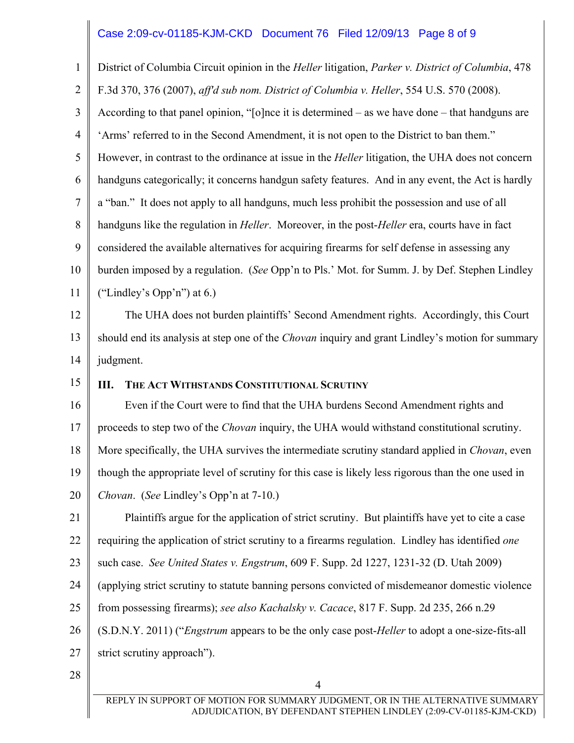District of Columbia Circuit opinion in the *Heller* litigation, *Parker v. District of Columbia*, 478 F.3d 370, 376 (2007), *aff'd sub nom. District of Columbia v. Heller*, 554 U.S. 570 (2008). According to that panel opinion, "[o]nce it is determined – as we have done – that handguns are 'Arms' referred to in the Second Amendment, it is not open to the District to ban them." However, in contrast to the ordinance at issue in the *Heller* litigation, the UHA does not concern handguns categorically; it concerns handgun safety features. And in any event, the Act is hardly a "ban." It does not apply to all handguns, much less prohibit the possession and use of all handguns like the regulation in *Heller*. Moreover, in the post-*Heller* era, courts have in fact considered the available alternatives for acquiring firearms for self defense in assessing any burden imposed by a regulation. (*See* Opp'n to Pls.' Mot. for Summ. J. by Def. Stephen Lindley ("Lindley's Opp'n") at 6.)

The UHA does not burden plaintiffs' Second Amendment rights. Accordingly, this Court should end its analysis at step one of the *Chovan* inquiry and grant Lindley's motion for summary judgment.

## III. The Act Withstands Constitutional Scrutiny

Even if the Court were to find that the UHA burdens Second Amendment rights and proceeds to step two of the *Chovan* inquiry, the UHA would withstand constitutional scrutiny. More specifically, the UHA survives the intermediate scrutiny standard applied in *Chovan*, even though the appropriate level of scrutiny for this case is likely less rigorous than the one used in *Chovan*. (*See* Lindley's Opp'n at 7-10.)

Plaintiffs argue for the application of strict scrutiny. But plaintiffs have yet to cite a case requiring the application of strict scrutiny to a firearms regulation. Lindley has identified *one* such case. *See United States v. Engstrum*, 609 F. Supp. 2d 1227, 1231-32 (D. Utah 2009) (applying strict scrutiny to statute banning persons convicted of misdemeanor domestic violence from possessing firearms); *see also Kachalsky v. Cacace*, 817 F. Supp. 2d 235, 266 n.29 (S.D.N.Y. 2011) ("*Engstrum* appears to be the only case post-*Heller* to adopt a one-size-fits-all strict scrutiny approach").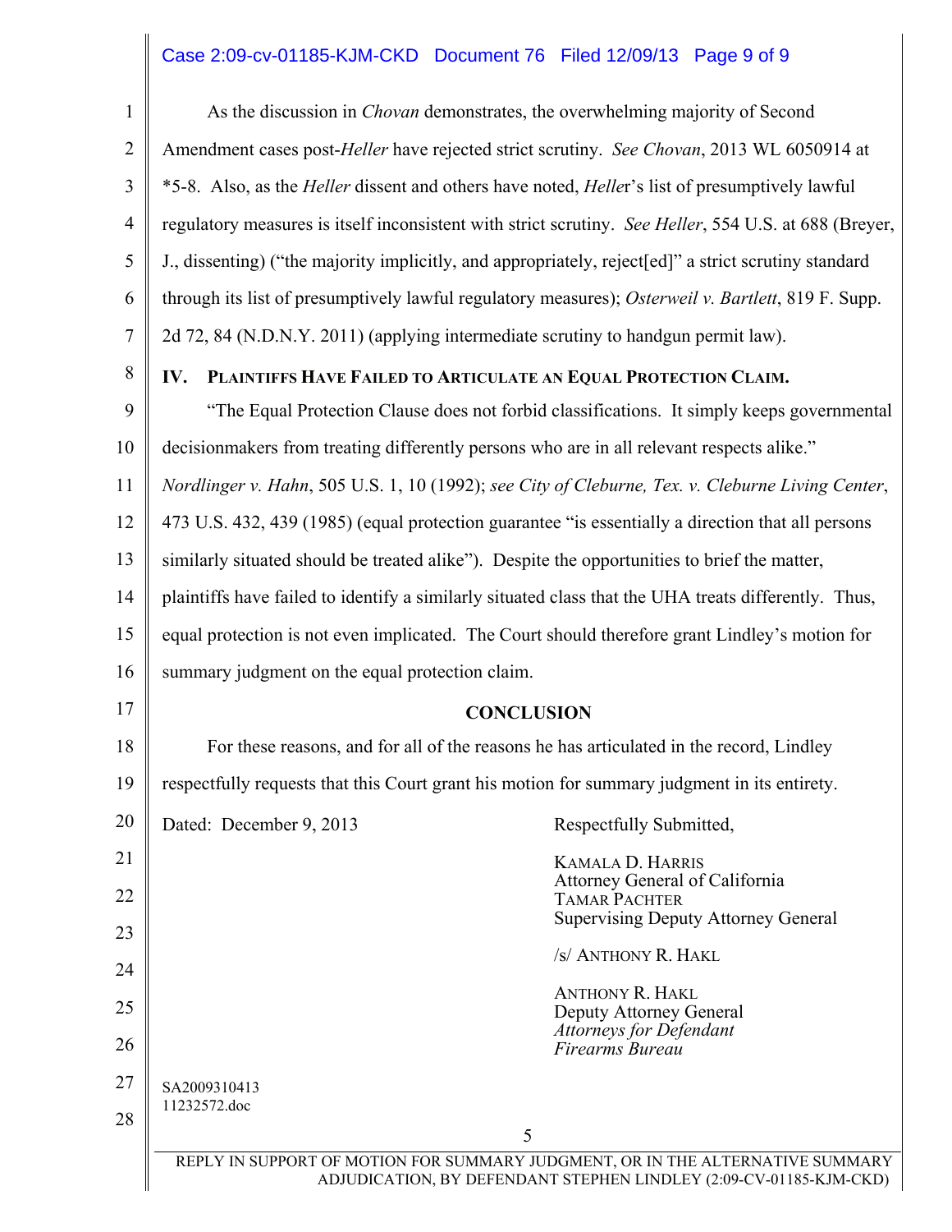As the discussion in *Chovan* demonstrates, the overwhelming majority of Second Amendment cases post-*Heller* have rejected strict scrutiny. *See Chovan*, 2013 WL 6050914 at *5-8. Also, as the *Heller* dissent and others have noted, *Helle*r's list of presumptively lawful regulatory measures is itself inconsistent with strict scrutiny. *See Heller*, 554 U.S. at 688 (Breyer, J., dissenting) ("the majority implicitly, and appropriately, reject[ed]" a strict scrutiny standard through its list of presumptively lawful regulatory measures); *Osterweil v. Bartlett*, 819 F. Supp. 2d 72, 84 (N.D.N.Y. 2011) (applying intermediate scrutiny to handgun permit law).

## IV. Plaintiffs Have Failed to Articulate an Equal Protection Claim.

"The Equal Protection Clause does not forbid classifications. It simply keeps governmental decisionmakers from treating differently persons who are in all relevant respects alike." *Nordlinger v. Hahn*, 505 U.S. 1, 10 (1992); *see City of Cleburne, Tex. v. Cleburne Living Center*, 473 U.S. 432, 439 (1985) (equal protection guarantee "is essentially a direction that all persons similarly situated should be treated alike"). Despite the opportunities to brief the matter, plaintiffs have failed to identify a similarly situated class that the UHA treats differently. Thus, equal protection is not even implicated. The Court should therefore grant Lindley's motion for summary judgment on the equal protection claim.

## CONCLUSION

For these reasons, and for all of the reasons he has articulated in the record, Lindley respectfully requests that this Court grant his motion for summary judgment in its entirety.

Dated: December 9, 2013

Respectfully Submitted,

KAMALA D. HARRIS
Attorney General of California
TAMAR PACHTER
Supervising Deputy Attorney General

/s/ ANTHONY R. HAKL

ANTHONY R. HAKL
Deputy Attorney General
*Attorneys for Defendant*
*Firearms Bureau*

SA2009310413
11232572.doc